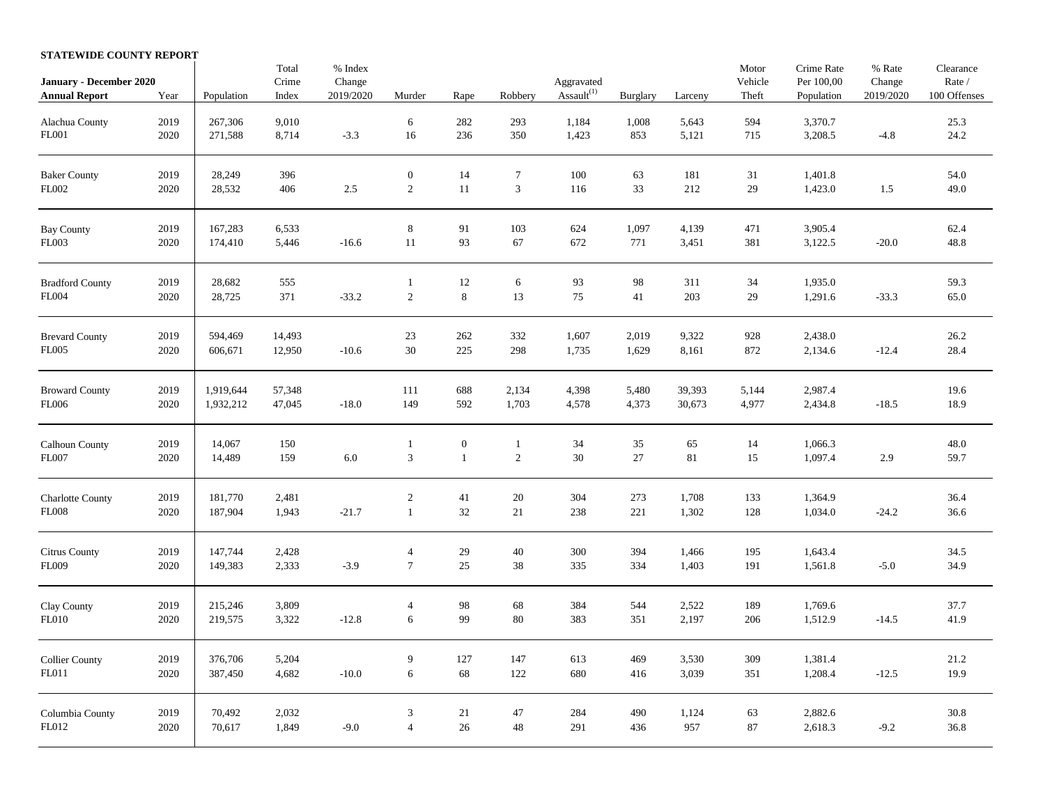**STATEWIDE COUNTY REPORT**

| January - December 2020 Annual Report | Year | Population | Total Crime Index | % Index Change 2019/2020 | Murder | Rape | Robbery | Aggravated Assault[1] | Burglary | Larceny | Motor Vehicle Theft | Crime Rate Per 100,00 Population | % Rate Change 2019/2020 | Clearance Rate / 100 Offenses |
|---|---|---|---|---|---|---|---|---|---|---|---|---|---|---|
| Alachua County | 2019 | 267,306 | 9,010 | | 6 | 282 | 293 | 1,184 | 1,008 | 5,643 | 594 | 3,370.7 | | 25.3 |
| FL001 | 2020 | 271,588 | 8,714 | -3.3 | 16 | 236 | 350 | 1,423 | 853 | 5,121 | 715 | 3,208.5 | -4.8 | 24.2 |
| Baker County | 2019 | 28,249 | 396 | | 0 | 14 | 7 | 100 | 63 | 181 | 31 | 1,401.8 | | 54.0 |
| FL002 | 2020 | 28,532 | 406 | 2.5 | 2 | 11 | 3 | 116 | 33 | 212 | 29 | 1,423.0 | 1.5 | 49.0 |
| Bay County | 2019 | 167,283 | 6,533 | | 8 | 91 | 103 | 624 | 1,097 | 4,139 | 471 | 3,905.4 | | 62.4 |
| FL003 | 2020 | 174,410 | 5,446 | -16.6 | 11 | 93 | 67 | 672 | 771 | 3,451 | 381 | 3,122.5 | -20.0 | 48.8 |
| Bradford County | 2019 | 28,682 | 555 | | 1 | 12 | 6 | 93 | 98 | 311 | 34 | 1,935.0 | | 59.3 |
| FL004 | 2020 | 28,725 | 371 | -33.2 | 2 | 8 | 13 | 75 | 41 | 203 | 29 | 1,291.6 | -33.3 | 65.0 |
| Brevard County | 2019 | 594,469 | 14,493 | | 23 | 262 | 332 | 1,607 | 2,019 | 9,322 | 928 | 2,438.0 | | 26.2 |
| FL005 | 2020 | 606,671 | 12,950 | -10.6 | 30 | 225 | 298 | 1,735 | 1,629 | 8,161 | 872 | 2,134.6 | -12.4 | 28.4 |
| Broward County | 2019 | 1,919,644 | 57,348 | | 111 | 688 | 2,134 | 4,398 | 5,480 | 39,393 | 5,144 | 2,987.4 | | 19.6 |
| FL006 | 2020 | 1,932,212 | 47,045 | -18.0 | 149 | 592 | 1,703 | 4,578 | 4,373 | 30,673 | 4,977 | 2,434.8 | -18.5 | 18.9 |
| Calhoun County | 2019 | 14,067 | 150 | | 1 | 0 | 1 | 34 | 35 | 65 | 14 | 1,066.3 | | 48.0 |
| FL007 | 2020 | 14,489 | 159 | 6.0 | 3 | 1 | 2 | 30 | 27 | 81 | 15 | 1,097.4 | 2.9 | 59.7 |
| Charlotte County | 2019 | 181,770 | 2,481 | | 2 | 41 | 20 | 304 | 273 | 1,708 | 133 | 1,364.9 | | 36.4 |
| FL008 | 2020 | 187,904 | 1,943 | -21.7 | 1 | 32 | 21 | 238 | 221 | 1,302 | 128 | 1,034.0 | -24.2 | 36.6 |
| Citrus County | 2019 | 147,744 | 2,428 | | 4 | 29 | 40 | 300 | 394 | 1,466 | 195 | 1,643.4 | | 34.5 |
| FL009 | 2020 | 149,383 | 2,333 | -3.9 | 7 | 25 | 38 | 335 | 334 | 1,403 | 191 | 1,561.8 | -5.0 | 34.9 |
| Clay County | 2019 | 215,246 | 3,809 | | 4 | 98 | 68 | 384 | 544 | 2,522 | 189 | 1,769.6 | | 37.7 |
| FL010 | 2020 | 219,575 | 3,322 | -12.8 | 6 | 99 | 80 | 383 | 351 | 2,197 | 206 | 1,512.9 | -14.5 | 41.9 |
| Collier County | 2019 | 376,706 | 5,204 | | 9 | 127 | 147 | 613 | 469 | 3,530 | 309 | 1,381.4 | | 21.2 |
| FL011 | 2020 | 387,450 | 4,682 | -10.0 | 6 | 68 | 122 | 680 | 416 | 3,039 | 351 | 1,208.4 | -12.5 | 19.9 |
| Columbia County | 2019 | 70,492 | 2,032 | | 3 | 21 | 47 | 284 | 490 | 1,124 | 63 | 2,882.6 | | 30.8 |
| FL012 | 2020 | 70,617 | 1,849 | -9.0 | 4 | 26 | 48 | 291 | 436 | 957 | 87 | 2,618.3 | -9.2 | 36.8 |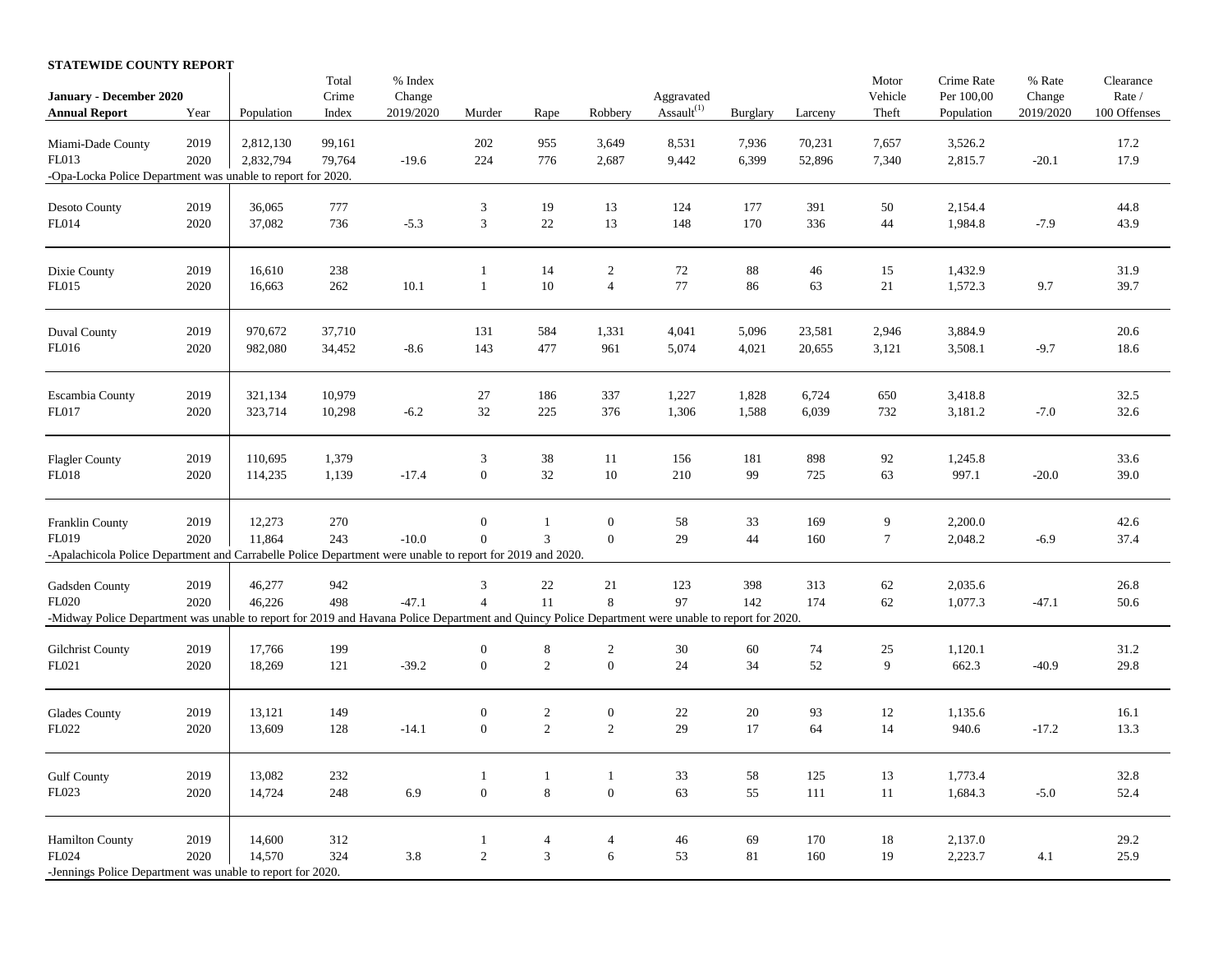**STATEWIDE COUNTY REPORT**

| January - December 2020 Annual Report | Year | Population | Total Crime Index | % Index Change 2019/2020 | Murder | Rape | Robbery | Aggravated Assault[(1)] | Burglary | Larceny | Motor Vehicle Theft | Crime Rate Per 100,00 Population | % Rate Change 2019/2020 | Clearance Rate / 100 Offenses |
|---|---|---|---|---|---|---|---|---|---|---|---|---|---|---|
| Miami-Dade County | 2019 | 2,812,130 | 99,161 | | 202 | 955 | 3,649 | 8,531 | 7,936 | 70,231 | 7,657 | 3,526.2 | | 17.2 |
| FL013 | 2020 | 2,832,794 | 79,764 | -19.6 | 224 | 776 | 2,687 | 9,442 | 6,399 | 52,896 | 7,340 | 2,815.7 | -20.1 | 17.9 |
| -Opa-Locka Police Department was unable to report for 2020. | | | | | | | | | | | | | | |
| Desoto County | 2019 | 36,065 | 777 | | 3 | 19 | 13 | 124 | 177 | 391 | 50 | 2,154.4 | | 44.8 |
| FL014 | 2020 | 37,082 | 736 | -5.3 | 3 | 22 | 13 | 148 | 170 | 336 | 44 | 1,984.8 | -7.9 | 43.9 |
| Dixie County | 2019 | 16,610 | 238 | | 1 | 14 | 2 | 72 | 88 | 46 | 15 | 1,432.9 | | 31.9 |
| FL015 | 2020 | 16,663 | 262 | 10.1 | 1 | 10 | 4 | 77 | 86 | 63 | 21 | 1,572.3 | 9.7 | 39.7 |
| Duval County | 2019 | 970,672 | 37,710 | | 131 | 584 | 1,331 | 4,041 | 5,096 | 23,581 | 2,946 | 3,884.9 | | 20.6 |
| FL016 | 2020 | 982,080 | 34,452 | -8.6 | 143 | 477 | 961 | 5,074 | 4,021 | 20,655 | 3,121 | 3,508.1 | -9.7 | 18.6 |
| Escambia County | 2019 | 321,134 | 10,979 | | 27 | 186 | 337 | 1,227 | 1,828 | 6,724 | 650 | 3,418.8 | | 32.5 |
| FL017 | 2020 | 323,714 | 10,298 | -6.2 | 32 | 225 | 376 | 1,306 | 1,588 | 6,039 | 732 | 3,181.2 | -7.0 | 32.6 |
| Flagler County | 2019 | 110,695 | 1,379 | | 3 | 38 | 11 | 156 | 181 | 898 | 92 | 1,245.8 | | 33.6 |
| FL018 | 2020 | 114,235 | 1,139 | -17.4 | 0 | 32 | 10 | 210 | 99 | 725 | 63 | 997.1 | -20.0 | 39.0 |
| Franklin County | 2019 | 12,273 | 270 | | 0 | 1 | 0 | 58 | 33 | 169 | 9 | 2,200.0 | | 42.6 |
| FL019 | 2020 | 11,864 | 243 | -10.0 | 0 | 3 | 0 | 29 | 44 | 160 | 7 | 2,048.2 | -6.9 | 37.4 |
| -Apalachicola Police Department and Carrabelle Police Department were unable to report for 2019 and 2020. | | | | | | | | | | | | | | |
| Gadsden County | 2019 | 46,277 | 942 | | 3 | 22 | 21 | 123 | 398 | 313 | 62 | 2,035.6 | | 26.8 |
| FL020 | 2020 | 46,226 | 498 | -47.1 | 4 | 11 | 8 | 97 | 142 | 174 | 62 | 1,077.3 | -47.1 | 50.6 |
| -Midway Police Department was unable to report for 2019 and Havana Police Department and Quincy Police Department were unable to report for 2020. | | | | | | | | | | | | | | |
| Gilchrist County | 2019 | 17,766 | 199 | | 0 | 8 | 2 | 30 | 60 | 74 | 25 | 1,120.1 | | 31.2 |
| FL021 | 2020 | 18,269 | 121 | -39.2 | 0 | 2 | 0 | 24 | 34 | 52 | 9 | 662.3 | -40.9 | 29.8 |
| Glades County | 2019 | 13,121 | 149 | | 0 | 2 | 0 | 22 | 20 | 93 | 12 | 1,135.6 | | 16.1 |
| FL022 | 2020 | 13,609 | 128 | -14.1 | 0 | 2 | 2 | 29 | 17 | 64 | 14 | 940.6 | -17.2 | 13.3 |
| Gulf County | 2019 | 13,082 | 232 | | 1 | 1 | 1 | 33 | 58 | 125 | 13 | 1,773.4 | | 32.8 |
| FL023 | 2020 | 14,724 | 248 | 6.9 | 0 | 8 | 0 | 63 | 55 | 111 | 11 | 1,684.3 | -5.0 | 52.4 |
| Hamilton County | 2019 | 14,600 | 312 | | 1 | 4 | 4 | 46 | 69 | 170 | 18 | 2,137.0 | | 29.2 |
| FL024 | 2020 | 14,570 | 324 | 3.8 | 2 | 3 | 6 | 53 | 81 | 160 | 19 | 2,223.7 | 4.1 | 25.9 |
| -Jennings Police Department was unable to report for 2020. | | | | | | | | | | | | | | |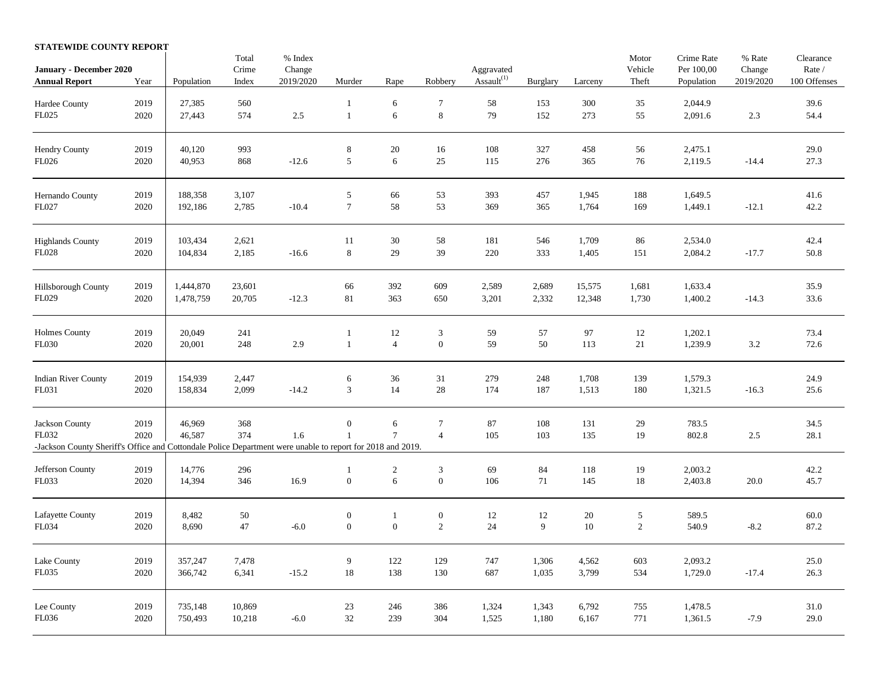**STATEWIDE COUNTY REPORT**

| January - December 2020 Annual Report | Year | Population | Total Crime Index | % Index Change 2019/2020 | Murder | Rape | Robbery | Aggravated Assault[(1)] | Burglary | Larceny | Motor Vehicle Theft | Crime Rate Per 100,00 Population | % Rate Change 2019/2020 | Clearance Rate / 100 Offenses |
|---|---|---|---|---|---|---|---|---|---|---|---|---|---|---|
| Hardee County | 2019 | 27,385 | 560 | | 1 | 6 | 7 | 58 | 153 | 300 | 35 | 2,044.9 | | 39.6 |
| FL025 | 2020 | 27,443 | 574 | 2.5 | 1 | 6 | 8 | 79 | 152 | 273 | 55 | 2,091.6 | 2.3 | 54.4 |
| Hendry County | 2019 | 40,120 | 993 | | 8 | 20 | 16 | 108 | 327 | 458 | 56 | 2,475.1 | | 29.0 |
| FL026 | 2020 | 40,953 | 868 | -12.6 | 5 | 6 | 25 | 115 | 276 | 365 | 76 | 2,119.5 | -14.4 | 27.3 |
| Hernando County | 2019 | 188,358 | 3,107 | | 5 | 66 | 53 | 393 | 457 | 1,945 | 188 | 1,649.5 | | 41.6 |
| FL027 | 2020 | 192,186 | 2,785 | -10.4 | 7 | 58 | 53 | 369 | 365 | 1,764 | 169 | 1,449.1 | -12.1 | 42.2 |
| Highlands County | 2019 | 103,434 | 2,621 | | 11 | 30 | 58 | 181 | 546 | 1,709 | 86 | 2,534.0 | | 42.4 |
| FL028 | 2020 | 104,834 | 2,185 | -16.6 | 8 | 29 | 39 | 220 | 333 | 1,405 | 151 | 2,084.2 | -17.7 | 50.8 |
| Hillsborough County | 2019 | 1,444,870 | 23,601 | | 66 | 392 | 609 | 2,589 | 2,689 | 15,575 | 1,681 | 1,633.4 | | 35.9 |
| FL029 | 2020 | 1,478,759 | 20,705 | -12.3 | 81 | 363 | 650 | 3,201 | 2,332 | 12,348 | 1,730 | 1,400.2 | -14.3 | 33.6 |
| Holmes County | 2019 | 20,049 | 241 | | 1 | 12 | 3 | 59 | 57 | 97 | 12 | 1,202.1 | | 73.4 |
| FL030 | 2020 | 20,001 | 248 | 2.9 | 1 | 4 | 0 | 59 | 50 | 113 | 21 | 1,239.9 | 3.2 | 72.6 |
| Indian River County | 2019 | 154,939 | 2,447 | | 6 | 36 | 31 | 279 | 248 | 1,708 | 139 | 1,579.3 | | 24.9 |
| FL031 | 2020 | 158,834 | 2,099 | -14.2 | 3 | 14 | 28 | 174 | 187 | 1,513 | 180 | 1,321.5 | -16.3 | 25.6 |
| Jackson County | 2019 | 46,969 | 368 | | 0 | 6 | 7 | 87 | 108 | 131 | 29 | 783.5 | | 34.5 |
| FL032 | 2020 | 46,587 | 374 | 1.6 | 1 | 7 | 4 | 105 | 103 | 135 | 19 | 802.8 | 2.5 | 28.1 |
| -Jackson County Sheriff's Office and Cottondale Police Department were unable to report for 2018 and 2019. | | | | | | | | | | | | | | |
| Jefferson County | 2019 | 14,776 | 296 | | 1 | 2 | 3 | 69 | 84 | 118 | 19 | 2,003.2 | | 42.2 |
| FL033 | 2020 | 14,394 | 346 | 16.9 | 0 | 6 | 0 | 106 | 71 | 145 | 18 | 2,403.8 | 20.0 | 45.7 |
| Lafayette County | 2019 | 8,482 | 50 | | 0 | 1 | 0 | 12 | 12 | 20 | 5 | 589.5 | | 60.0 |
| FL034 | 2020 | 8,690 | 47 | -6.0 | 0 | 0 | 2 | 24 | 9 | 10 | 2 | 540.9 | -8.2 | 87.2 |
| Lake County | 2019 | 357,247 | 7,478 | | 9 | 122 | 129 | 747 | 1,306 | 4,562 | 603 | 2,093.2 | | 25.0 |
| FL035 | 2020 | 366,742 | 6,341 | -15.2 | 18 | 138 | 130 | 687 | 1,035 | 3,799 | 534 | 1,729.0 | -17.4 | 26.3 |
| Lee County | 2019 | 735,148 | 10,869 | | 23 | 246 | 386 | 1,324 | 1,343 | 6,792 | 755 | 1,478.5 | | 31.0 |
| FL036 | 2020 | 750,493 | 10,218 | -6.0 | 32 | 239 | 304 | 1,525 | 1,180 | 6,167 | 771 | 1,361.5 | -7.9 | 29.0 |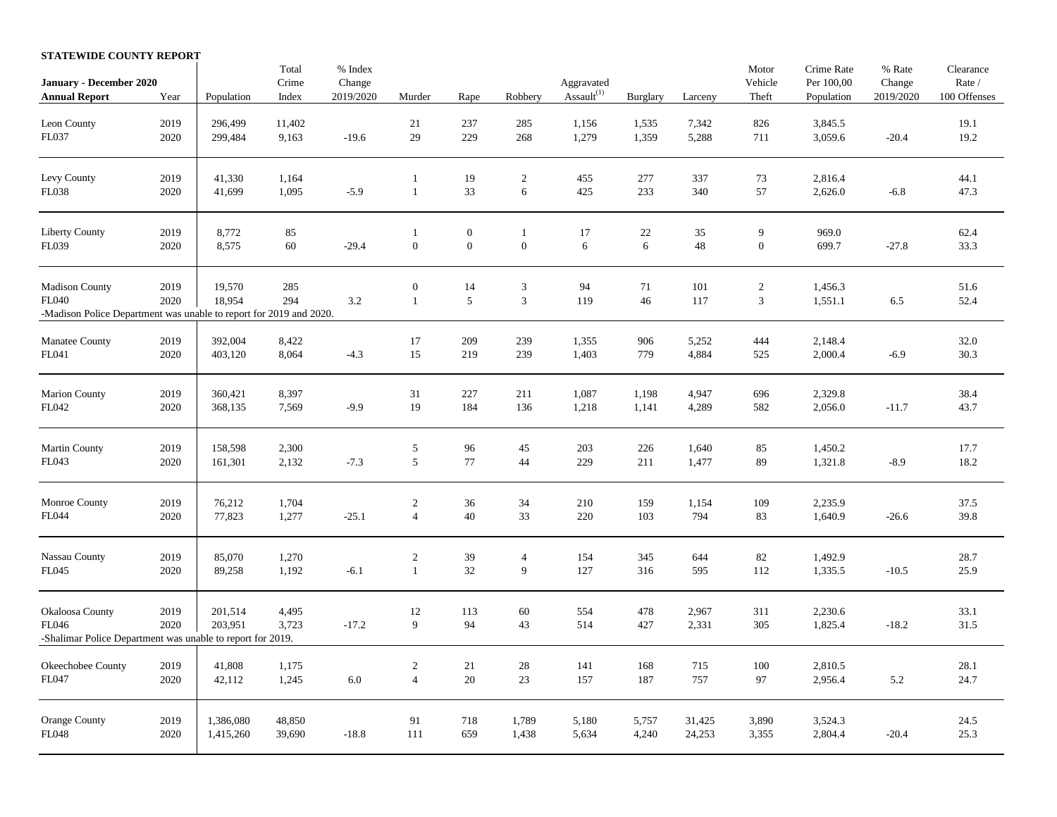**STATEWIDE COUNTY REPORT**

| January - December 2020 Annual Report | Year | Population | Total Crime Index | % Index Change 2019/2020 | Murder | Rape | Robbery | Aggravated Assault[1] | Burglary | Larceny | Motor Vehicle Theft | Crime Rate Per 100,00 Population | % Rate Change 2019/2020 | Clearance Rate / 100 Offenses |
|---|---|---|---|---|---|---|---|---|---|---|---|---|---|---|
| Leon County | 2019 | 296,499 | 11,402 | | 21 | 237 | 285 | 1,156 | 1,535 | 7,342 | 826 | 3,845.5 | | 19.1 |
| FL037 | 2020 | 299,484 | 9,163 | -19.6 | 29 | 229 | 268 | 1,279 | 1,359 | 5,288 | 711 | 3,059.6 | -20.4 | 19.2 |
| Levy County | 2019 | 41,330 | 1,164 | | 1 | 19 | 2 | 455 | 277 | 337 | 73 | 2,816.4 | | 44.1 |
| FL038 | 2020 | 41,699 | 1,095 | -5.9 | 1 | 33 | 6 | 425 | 233 | 340 | 57 | 2,626.0 | -6.8 | 47.3 |
| Liberty County | 2019 | 8,772 | 85 | | 1 | 0 | 1 | 17 | 22 | 35 | 9 | 969.0 | | 62.4 |
| FL039 | 2020 | 8,575 | 60 | -29.4 | 0 | 0 | 0 | 6 | 6 | 48 | 0 | 699.7 | -27.8 | 33.3 |
| Madison County | 2019 | 19,570 | 285 | | 0 | 14 | 3 | 94 | 71 | 101 | 2 | 1,456.3 | | 51.6 |
| FL040 | 2020 | 18,954 | 294 | 3.2 | 1 | 5 | 3 | 119 | 46 | 117 | 3 | 1,551.1 | 6.5 | 52.4 |
| -Madison Police Department was unable to report for 2019 and 2020. | | | | | | | | | | | | | | |
| Manatee County | 2019 | 392,004 | 8,422 | | 17 | 209 | 239 | 1,355 | 906 | 5,252 | 444 | 2,148.4 | | 32.0 |
| FL041 | 2020 | 403,120 | 8,064 | -4.3 | 15 | 219 | 239 | 1,403 | 779 | 4,884 | 525 | 2,000.4 | -6.9 | 30.3 |
| Marion County | 2019 | 360,421 | 8,397 | | 31 | 227 | 211 | 1,087 | 1,198 | 4,947 | 696 | 2,329.8 | | 38.4 |
| FL042 | 2020 | 368,135 | 7,569 | -9.9 | 19 | 184 | 136 | 1,218 | 1,141 | 4,289 | 582 | 2,056.0 | -11.7 | 43.7 |
| Martin County | 2019 | 158,598 | 2,300 | | 5 | 96 | 45 | 203 | 226 | 1,640 | 85 | 1,450.2 | | 17.7 |
| FL043 | 2020 | 161,301 | 2,132 | -7.3 | 5 | 77 | 44 | 229 | 211 | 1,477 | 89 | 1,321.8 | -8.9 | 18.2 |
| Monroe County | 2019 | 76,212 | 1,704 | | 2 | 36 | 34 | 210 | 159 | 1,154 | 109 | 2,235.9 | | 37.5 |
| FL044 | 2020 | 77,823 | 1,277 | -25.1 | 4 | 40 | 33 | 220 | 103 | 794 | 83 | 1,640.9 | -26.6 | 39.8 |
| Nassau County | 2019 | 85,070 | 1,270 | | 2 | 39 | 4 | 154 | 345 | 644 | 82 | 1,492.9 | | 28.7 |
| FL045 | 2020 | 89,258 | 1,192 | -6.1 | 1 | 32 | 9 | 127 | 316 | 595 | 112 | 1,335.5 | -10.5 | 25.9 |
| Okaloosa County | 2019 | 201,514 | 4,495 | | 12 | 113 | 60 | 554 | 478 | 2,967 | 311 | 2,230.6 | | 33.1 |
| FL046 | 2020 | 203,951 | 3,723 | -17.2 | 9 | 94 | 43 | 514 | 427 | 2,331 | 305 | 1,825.4 | -18.2 | 31.5 |
| -Shalimar Police Department was unable to report for 2019. | | | | | | | | | | | | | | |
| Okeechobee County | 2019 | 41,808 | 1,175 | | 2 | 21 | 28 | 141 | 168 | 715 | 100 | 2,810.5 | | 28.1 |
| FL047 | 2020 | 42,112 | 1,245 | 6.0 | 4 | 20 | 23 | 157 | 187 | 757 | 97 | 2,956.4 | 5.2 | 24.7 |
| Orange County | 2019 | 1,386,080 | 48,850 | | 91 | 718 | 1,789 | 5,180 | 5,757 | 31,425 | 3,890 | 3,524.3 | | 24.5 |
| FL048 | 2020 | 1,415,260 | 39,690 | -18.8 | 111 | 659 | 1,438 | 5,634 | 4,240 | 24,253 | 3,355 | 2,804.4 | -20.4 | 25.3 |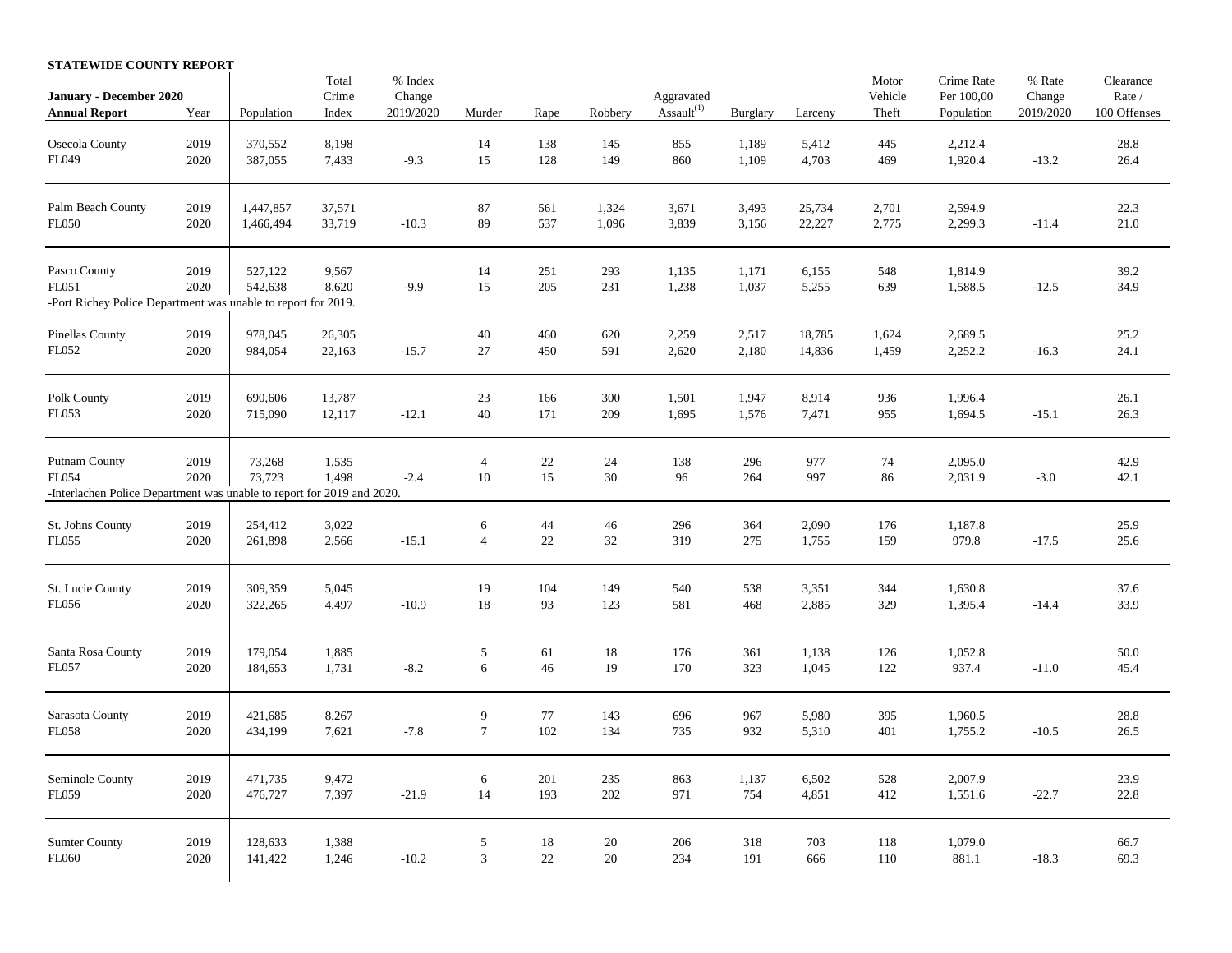**STATEWIDE COUNTY REPORT**

| January - December 2020 Annual Report | Year | Population | Total Crime Index | % Index Change 2019/2020 | Murder | Rape | Robbery | Aggravated Assault[1] | Burglary | Larceny | Motor Vehicle Theft | Crime Rate Per 100,00 Population | % Rate Change 2019/2020 | Clearance Rate / 100 Offenses |
|---|---|---|---|---|---|---|---|---|---|---|---|---|---|---|
| Osecola County | 2019 | 370,552 | 8,198 | | 14 | 138 | 145 | 855 | 1,189 | 5,412 | 445 | 2,212.4 | | 28.8 |
| FL049 | 2020 | 387,055 | 7,433 | -9.3 | 15 | 128 | 149 | 860 | 1,109 | 4,703 | 469 | 1,920.4 | -13.2 | 26.4 |
| Palm Beach County | 2019 | 1,447,857 | 37,571 | | 87 | 561 | 1,324 | 3,671 | 3,493 | 25,734 | 2,701 | 2,594.9 | | 22.3 |
| FL050 | 2020 | 1,466,494 | 33,719 | -10.3 | 89 | 537 | 1,096 | 3,839 | 3,156 | 22,227 | 2,775 | 2,299.3 | -11.4 | 21.0 |
| Pasco County | 2019 | 527,122 | 9,567 | | 14 | 251 | 293 | 1,135 | 1,171 | 6,155 | 548 | 1,814.9 | | 39.2 |
| FL051 | 2020 | 542,638 | 8,620 | -9.9 | 15 | 205 | 231 | 1,238 | 1,037 | 5,255 | 639 | 1,588.5 | -12.5 | 34.9 |
| -Port Richey Police Department was unable to report for 2019. | | | | | | | | | | | | | | |
| Pinellas County | 2019 | 978,045 | 26,305 | | 40 | 460 | 620 | 2,259 | 2,517 | 18,785 | 1,624 | 2,689.5 | | 25.2 |
| FL052 | 2020 | 984,054 | 22,163 | -15.7 | 27 | 450 | 591 | 2,620 | 2,180 | 14,836 | 1,459 | 2,252.2 | -16.3 | 24.1 |
| Polk County | 2019 | 690,606 | 13,787 | | 23 | 166 | 300 | 1,501 | 1,947 | 8,914 | 936 | 1,996.4 | | 26.1 |
| FL053 | 2020 | 715,090 | 12,117 | -12.1 | 40 | 171 | 209 | 1,695 | 1,576 | 7,471 | 955 | 1,694.5 | -15.1 | 26.3 |
| Putnam County | 2019 | 73,268 | 1,535 | | 4 | 22 | 24 | 138 | 296 | 977 | 74 | 2,095.0 | | 42.9 |
| FL054 | 2020 | 73,723 | 1,498 | -2.4 | 10 | 15 | 30 | 96 | 264 | 997 | 86 | 2,031.9 | -3.0 | 42.1 |
| -Interlachen Police Department was unable to report for 2019 and 2020. | | | | | | | | | | | | | | |
| St. Johns County | 2019 | 254,412 | 3,022 | | 6 | 44 | 46 | 296 | 364 | 2,090 | 176 | 1,187.8 | | 25.9 |
| FL055 | 2020 | 261,898 | 2,566 | -15.1 | 4 | 22 | 32 | 319 | 275 | 1,755 | 159 | 979.8 | -17.5 | 25.6 |
| St. Lucie County | 2019 | 309,359 | 5,045 | | 19 | 104 | 149 | 540 | 538 | 3,351 | 344 | 1,630.8 | | 37.6 |
| FL056 | 2020 | 322,265 | 4,497 | -10.9 | 18 | 93 | 123 | 581 | 468 | 2,885 | 329 | 1,395.4 | -14.4 | 33.9 |
| Santa Rosa County | 2019 | 179,054 | 1,885 | | 5 | 61 | 18 | 176 | 361 | 1,138 | 126 | 1,052.8 | | 50.0 |
| FL057 | 2020 | 184,653 | 1,731 | -8.2 | 6 | 46 | 19 | 170 | 323 | 1,045 | 122 | 937.4 | -11.0 | 45.4 |
| Sarasota County | 2019 | 421,685 | 8,267 | | 9 | 77 | 143 | 696 | 967 | 5,980 | 395 | 1,960.5 | | 28.8 |
| FL058 | 2020 | 434,199 | 7,621 | -7.8 | 7 | 102 | 134 | 735 | 932 | 5,310 | 401 | 1,755.2 | -10.5 | 26.5 |
| Seminole County | 2019 | 471,735 | 9,472 | | 6 | 201 | 235 | 863 | 1,137 | 6,502 | 528 | 2,007.9 | | 23.9 |
| FL059 | 2020 | 476,727 | 7,397 | -21.9 | 14 | 193 | 202 | 971 | 754 | 4,851 | 412 | 1,551.6 | -22.7 | 22.8 |
| Sumter County | 2019 | 128,633 | 1,388 | | 5 | 18 | 20 | 206 | 318 | 703 | 118 | 1,079.0 | | 66.7 |
| FL060 | 2020 | 141,422 | 1,246 | -10.2 | 3 | 22 | 20 | 234 | 191 | 666 | 110 | 881.1 | -18.3 | 69.3 |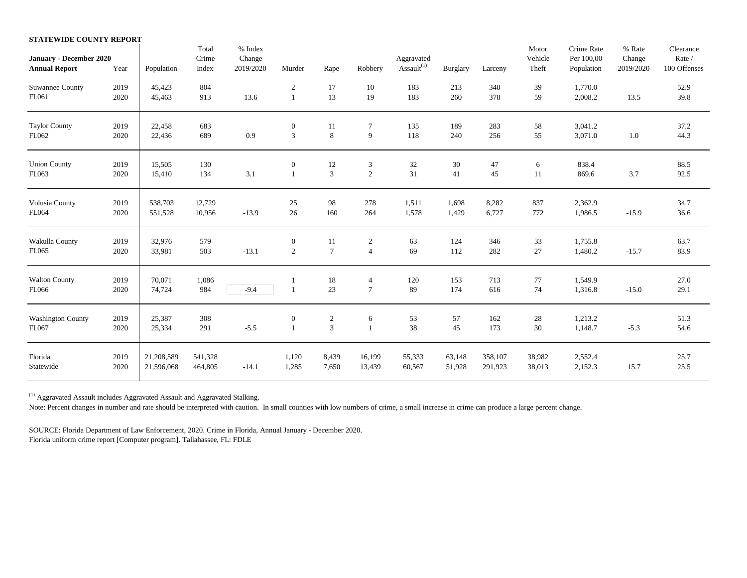**STATEWIDE COUNTY REPORT**

| January - December 2020 Annual Report | Year | Population | Total Crime Index | % Index Change 2019/2020 | Murder | Rape | Robbery | Aggravated Assault[1] | Burglary | Larceny | Motor Vehicle Theft | Crime Rate Per 100,00 Population | % Rate Change 2019/2020 | Clearance Rate / 100 Offenses |
|---|---|---|---|---|---|---|---|---|---|---|---|---|---|---|
| Suwannee County | 2019 | 45,423 | 804 | | 2 | 17 | 10 | 183 | 213 | 340 | 39 | 1,770.0 | | 52.9 |
| FL061 | 2020 | 45,463 | 913 | 13.6 | 1 | 13 | 19 | 183 | 260 | 378 | 59 | 2,008.2 | 13.5 | 39.8 |
| Taylor County | 2019 | 22,458 | 683 | | 0 | 11 | 7 | 135 | 189 | 283 | 58 | 3,041.2 | | 37.2 |
| FL062 | 2020 | 22,436 | 689 | 0.9 | 3 | 8 | 9 | 118 | 240 | 256 | 55 | 3,071.0 | 1.0 | 44.3 |
| Union County | 2019 | 15,505 | 130 | | 0 | 12 | 3 | 32 | 30 | 47 | 6 | 838.4 | | 88.5 |
| FL063 | 2020 | 15,410 | 134 | 3.1 | 1 | 3 | 2 | 31 | 41 | 45 | 11 | 869.6 | 3.7 | 92.5 |
| Volusia County | 2019 | 538,703 | 12,729 | | 25 | 98 | 278 | 1,511 | 1,698 | 8,282 | 837 | 2,362.9 | | 34.7 |
| FL064 | 2020 | 551,528 | 10,956 | -13.9 | 26 | 160 | 264 | 1,578 | 1,429 | 6,727 | 772 | 1,986.5 | -15.9 | 36.6 |
| Wakulla County | 2019 | 32,976 | 579 | | 0 | 11 | 2 | 63 | 124 | 346 | 33 | 1,755.8 | | 63.7 |
| FL065 | 2020 | 33,981 | 503 | -13.1 | 2 | 7 | 4 | 69 | 112 | 282 | 27 | 1,480.2 | -15.7 | 83.9 |
| Walton County | 2019 | 70,071 | 1,086 | | 1 | 18 | 4 | 120 | 153 | 713 | 77 | 1,549.9 | | 27.0 |
| FL066 | 2020 | 74,724 | 984 | -9.4 | 1 | 23 | 7 | 89 | 174 | 616 | 74 | 1,316.8 | -15.0 | 29.1 |
| Washington County | 2019 | 25,387 | 308 | | 0 | 2 | 6 | 53 | 57 | 162 | 28 | 1,213.2 | | 51.3 |
| FL067 | 2020 | 25,334 | 291 | -5.5 | 1 | 3 | 1 | 38 | 45 | 173 | 30 | 1,148.7 | -5.3 | 54.6 |
| Florida | 2019 | 21,208,589 | 541,328 | | 1,120 | 8,439 | 16,199 | 55,333 | 63,148 | 358,107 | 38,982 | 2,552.4 | | 25.7 |
| Statewide | 2020 | 21,596,068 | 464,805 | -14.1 | 1,285 | 7,650 | 13,439 | 60,567 | 51,928 | 291,923 | 38,013 | 2,152.3 | 15.7 | 25.5 |

[1] Aggravated Assault includes Aggravated Assault and Aggravated Stalking.

Note: Percent changes in number and rate should be interpreted with caution. In small counties with low numbers of crime, a small increase in crime can produce a large percent change.

SOURCE: Florida Department of Law Enforcement, 2020. Crime in Florida, Annual January - December 2020.
Florida uniform crime report [Computer program]. Tallahassee, FL: FDLE